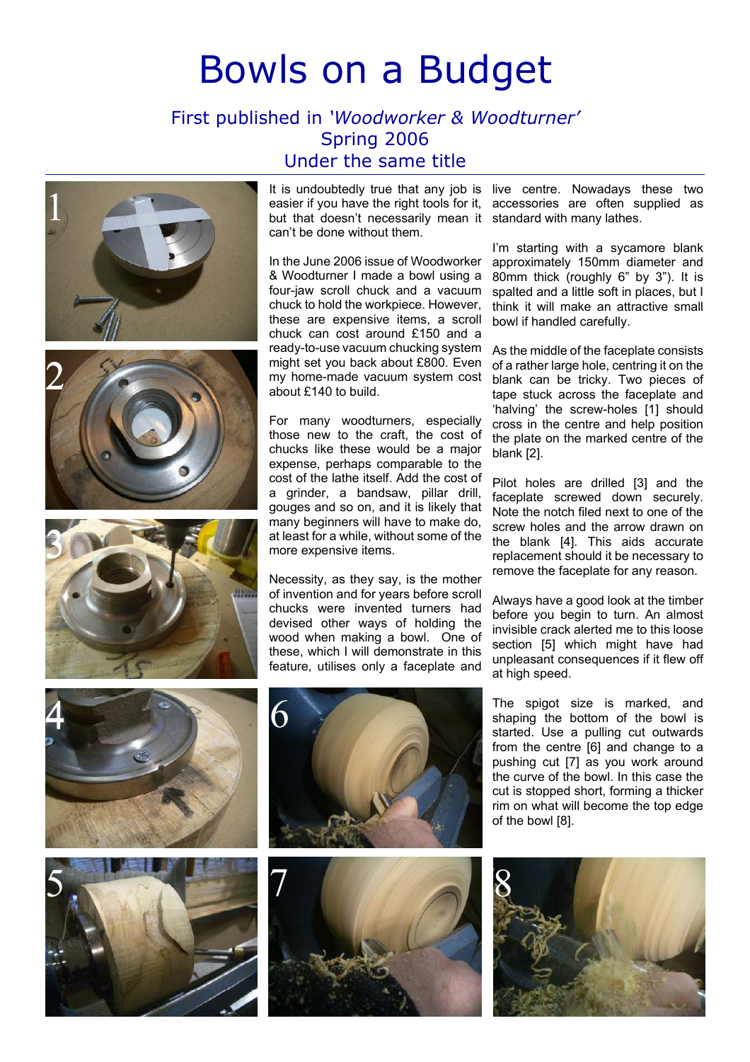# Bowls on a Budget

First published in '*Woodworker & Woodturner*'
Spring 2006
Under the same title

It is undoubtedly true that any job is easier if you have the right tools for it, but that doesn't necessarily mean it can't be done without them.

In the June 2006 issue of Woodworker & Woodturner I made a bowl using a four-jaw scroll chuck and a vacuum chuck to hold the workpiece. However, these are expensive items, a scroll chuck can cost around £150 and a ready-to-use vacuum chucking system might set you back about £800. Even my home-made vacuum system cost about £140 to build.

For many woodturners, especially those new to the craft, the cost of chucks like these would be a major expense, perhaps comparable to the cost of the lathe itself. Add the cost of a grinder, a bandsaw, pillar drill, gouges and so on, and it is likely that many beginners will have to make do, at least for a while, without some of the more expensive items.

Necessity, as they say, is the mother of invention and for years before scroll chucks were invented turners had devised other ways of holding the wood when making a bowl. One of these, which I will demonstrate in this feature, utilises only a faceplate and live centre. Nowadays these two accessories are often supplied as standard with many lathes.

I'm starting with a sycamore blank approximately 150mm diameter and 80mm thick (roughly 6" by 3"). It is spalted and a little soft in places, but I think it will make an attractive small bowl if handled carefully.

As the middle of the faceplate consists of a rather large hole, centring it on the blank can be tricky. Two pieces of tape stuck across the faceplate and 'halving' the screw-holes [1] should cross in the centre and help position the plate on the marked centre of the blank [2].

Pilot holes are drilled [3] and the faceplate screwed down securely. Note the notch filed next to one of the screw holes and the arrow drawn on the blank [4]. This aids accurate replacement should it be necessary to remove the faceplate for any reason.

Always have a good look at the timber before you begin to turn. An almost invisible crack alerted me to this loose section [5] which might have had unpleasant consequences if it flew off at high speed.

The spigot size is marked, and shaping the bottom of the bowl is started. Use a pulling cut outwards from the centre [6] and change to a pushing cut [7] as you work around the curve of the bowl. In this case the cut is stopped short, forming a thicker rim on what will become the top edge of the bowl [8].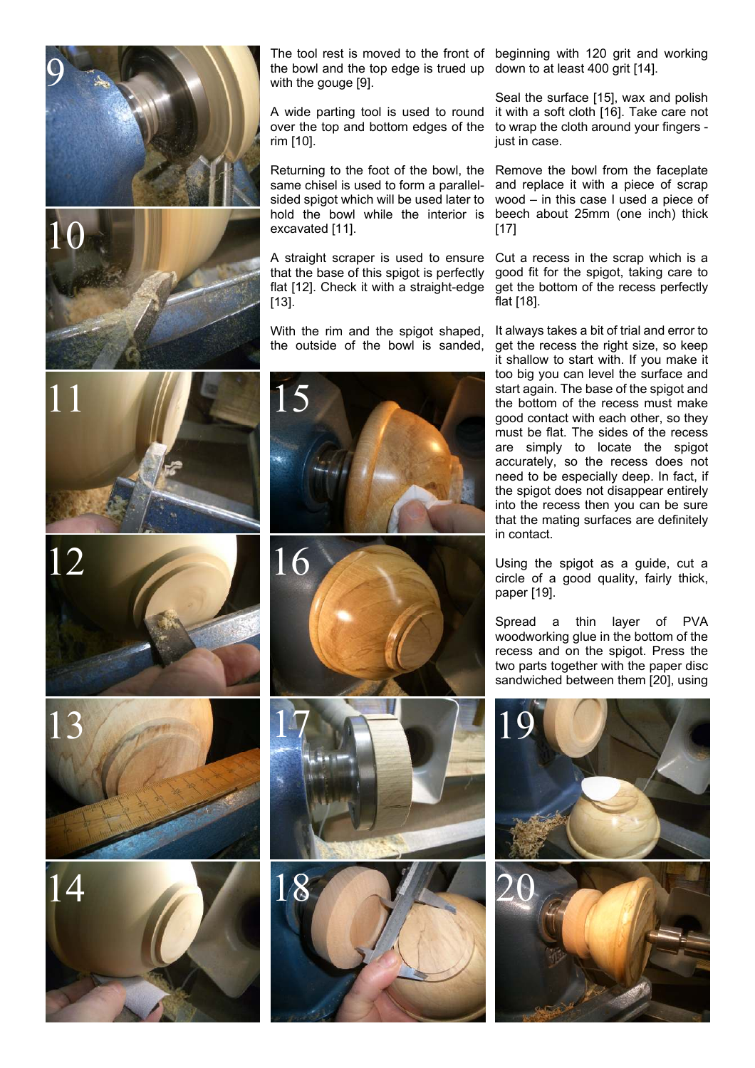The tool rest is moved to the front of the bowl and the top edge is trued up with the gouge [9].

A wide parting tool is used to round over the top and bottom edges of the rim [10].

Returning to the foot of the bowl, the same chisel is used to form a parallel-sided spigot which will be used later to hold the bowl while the interior is excavated [11].

A straight scraper is used to ensure that the base of this spigot is perfectly flat [12]. Check it with a straight-edge [13].

With the rim and the spigot shaped, the outside of the bowl is sanded, beginning with 120 grit and working down to at least 400 grit [14].

Seal the surface [15], wax and polish it with a soft cloth [16]. Take care not to wrap the cloth around your fingers - just in case.

Remove the bowl from the faceplate and replace it with a piece of scrap wood – in this case I used a piece of beech about 25mm (one inch) thick [17]

Cut a recess in the scrap which is a good fit for the spigot, taking care to get the bottom of the recess perfectly flat [18].

It always takes a bit of trial and error to get the recess the right size, so keep it shallow to start with. If you make it too big you can level the surface and start again. The base of the spigot and the bottom of the recess must make good contact with each other, so they must be flat. The sides of the recess are simply to locate the spigot accurately, so the recess does not need to be especially deep. In fact, if the spigot does not disappear entirely into the recess then you can be sure that the mating surfaces are definitely in contact.

Using the spigot as a guide, cut a circle of a good quality, fairly thick, paper [19].

Spread a thin layer of PVA woodworking glue in the bottom of the recess and on the spigot. Press the two parts together with the paper disc sandwiched between them [20], using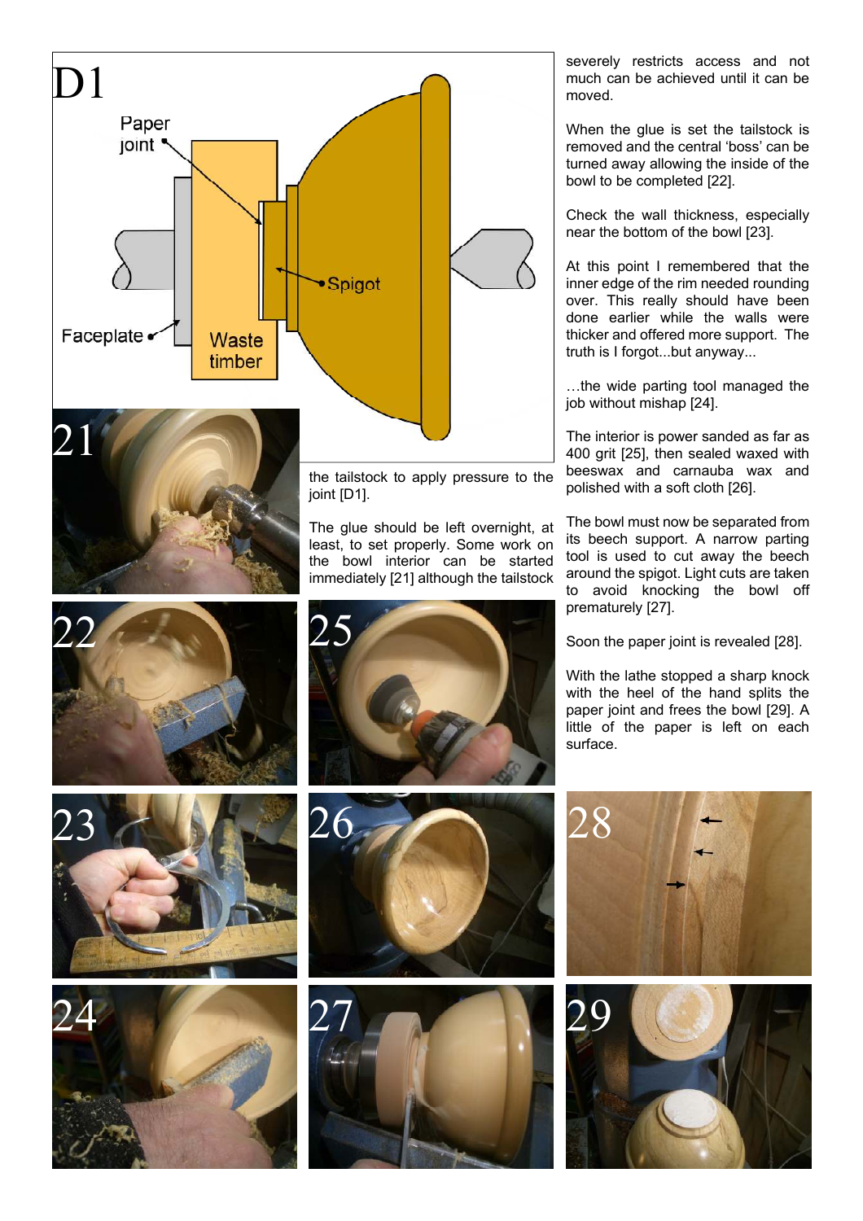the tailstock to apply pressure to the joint [D1].

The glue should be left overnight, at least, to set properly. Some work on the bowl interior can be started immediately [21] although the tailstock severely restricts access and not much can be achieved until it can be moved.

When the glue is set the tailstock is removed and the central 'boss' can be turned away allowing the inside of the bowl to be completed [22].

Check the wall thickness, especially near the bottom of the bowl [23].

At this point I remembered that the inner edge of the rim needed rounding over. This really should have been done earlier while the walls were thicker and offered more support. The truth is I forgot...but anyway...

…the wide parting tool managed the job without mishap [24].

The interior is power sanded as far as 400 grit [25], then sealed waxed with beeswax and carnauba wax and polished with a soft cloth [26].

The bowl must now be separated from its beech support. A narrow parting tool is used to cut away the beech around the spigot. Light cuts are taken to avoid knocking the bowl off prematurely [27].

Soon the paper joint is revealed [28].

With the lathe stopped a sharp knock with the heel of the hand splits the paper joint and frees the bowl [29]. A little of the paper is left on each surface.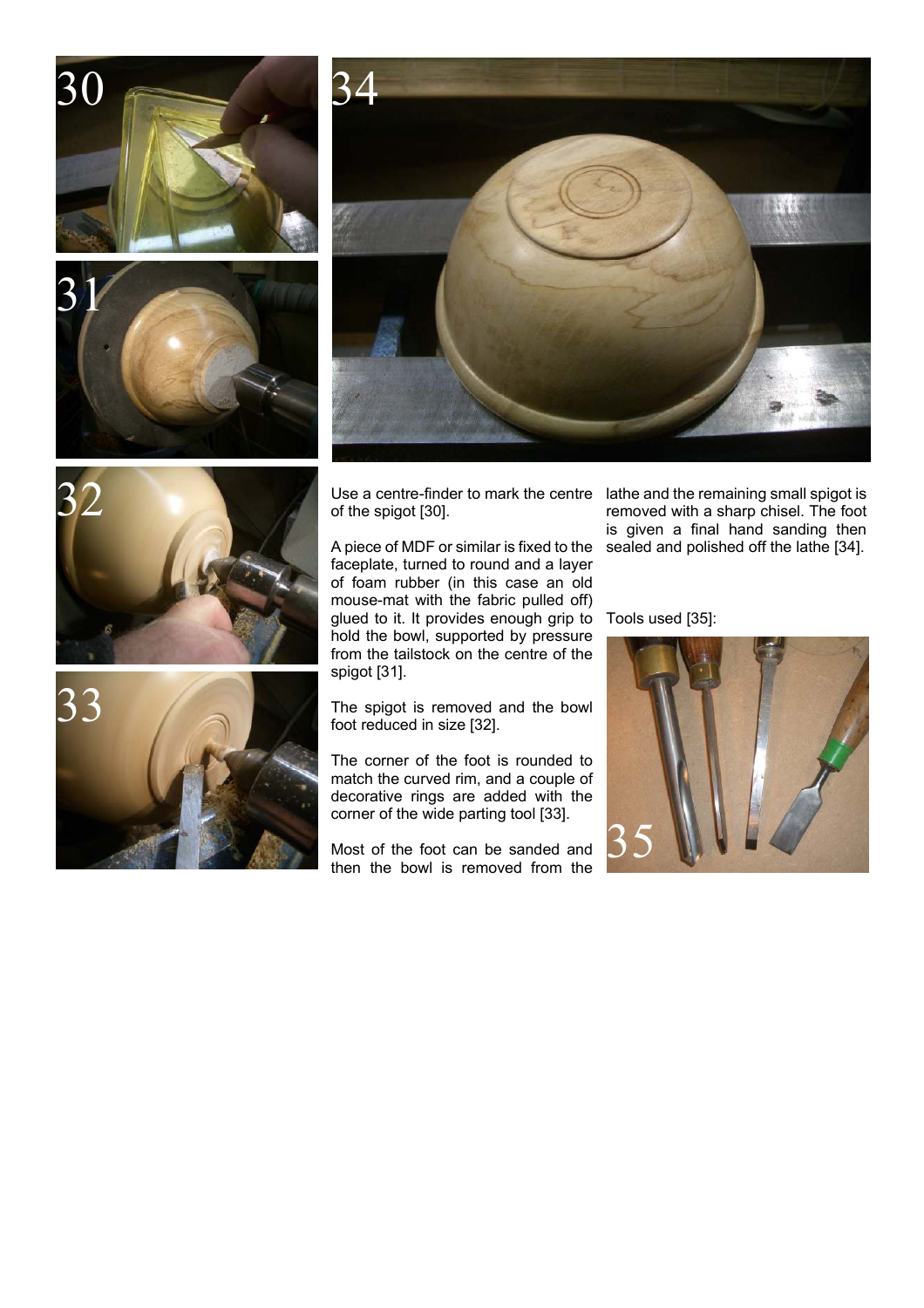Use a centre-finder to mark the centre of the spigot [30].

A piece of MDF or similar is fixed to the faceplate, turned to round and a layer of foam rubber (in this case an old mouse-mat with the fabric pulled off) glued to it. It provides enough grip to hold the bowl, supported by pressure from the tailstock on the centre of the spigot [31].

The spigot is removed and the bowl foot reduced in size [32].

The corner of the foot is rounded to match the curved rim, and a couple of decorative rings are added with the corner of the wide parting tool [33].

Most of the foot can be sanded and then the bowl is removed from the lathe and the remaining small spigot is removed with a sharp chisel. The foot is given a final hand sanding then sealed and polished off the lathe [34].

Tools used [35]: